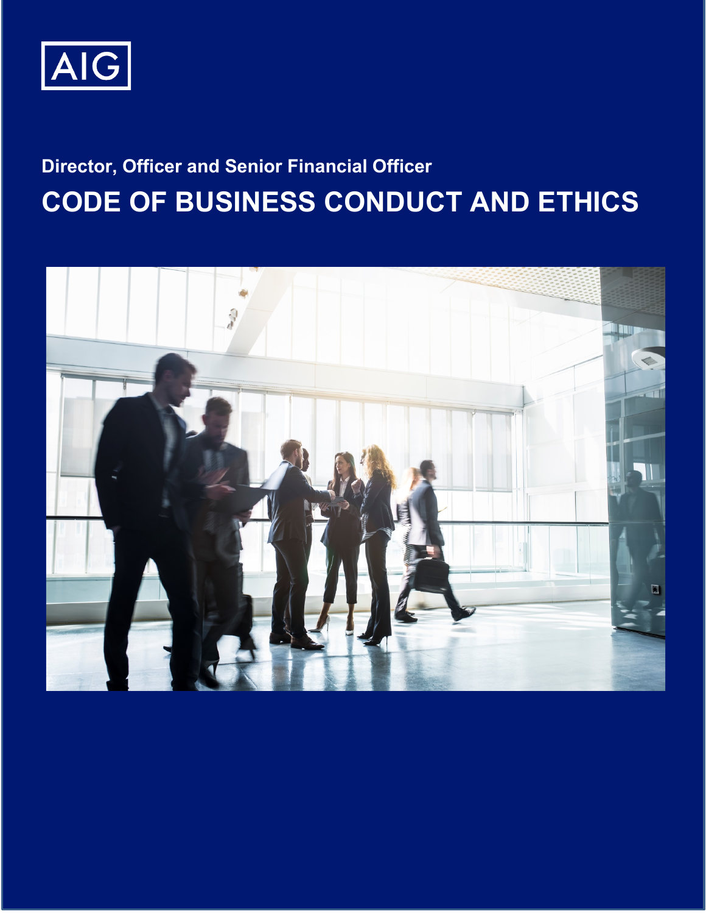AIG

## Director, Officer and Senior Financial Officer

# CODE OF BUSINESS CONDUCT AND ETHICS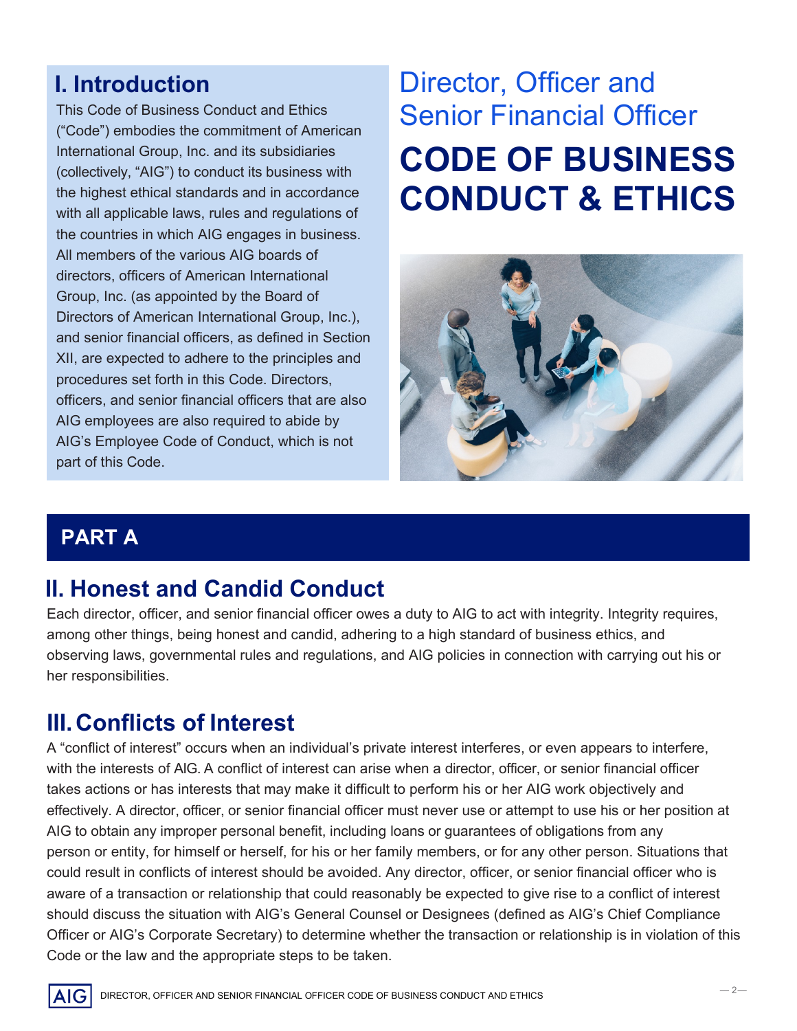# Director, Officer and Senior Financial Officer

# CODE OF BUSINESS CONDUCT & ETHICS

## I. Introduction

This Code of Business Conduct and Ethics ("Code") embodies the commitment of American International Group, Inc. and its subsidiaries (collectively, "AIG") to conduct its business with the highest ethical standards and in accordance with all applicable laws, rules and regulations of the countries in which AIG engages in business. All members of the various AIG boards of directors, officers of American International Group, Inc. (as appointed by the Board of Directors of American International Group, Inc.), and senior financial officers, as defined in Section XII, are expected to adhere to the principles and procedures set forth in this Code. Directors, officers, and senior financial officers that are also AIG employees are also required to abide by AIG's Employee Code of Conduct, which is not part of this Code.

## PART A

## II. Honest and Candid Conduct

Each director, officer, and senior financial officer owes a duty to AIG to act with integrity. Integrity requires, among other things, being honest and candid, adhering to a high standard of business ethics, and observing laws, governmental rules and regulations, and AIG policies in connection with carrying out his or her responsibilities.

## III. Conflicts of Interest

A "conflict of interest" occurs when an individual's private interest interferes, or even appears to interfere, with the interests of AIG. A conflict of interest can arise when a director, officer, or senior financial officer takes actions or has interests that may make it difficult to perform his or her AIG work objectively and effectively. A director, officer, or senior financial officer must never use or attempt to use his or her position at AIG to obtain any improper personal benefit, including loans or guarantees of obligations from any person or entity, for himself or herself, for his or her family members, or for any other person. Situations that could result in conflicts of interest should be avoided. Any director, officer, or senior financial officer who is aware of a transaction or relationship that could reasonably be expected to give rise to a conflict of interest should discuss the situation with AIG's General Counsel or Designees (defined as AIG's Chief Compliance Officer or AIG's Corporate Secretary) to determine whether the transaction or relationship is in violation of this Code or the law and the appropriate steps to be taken.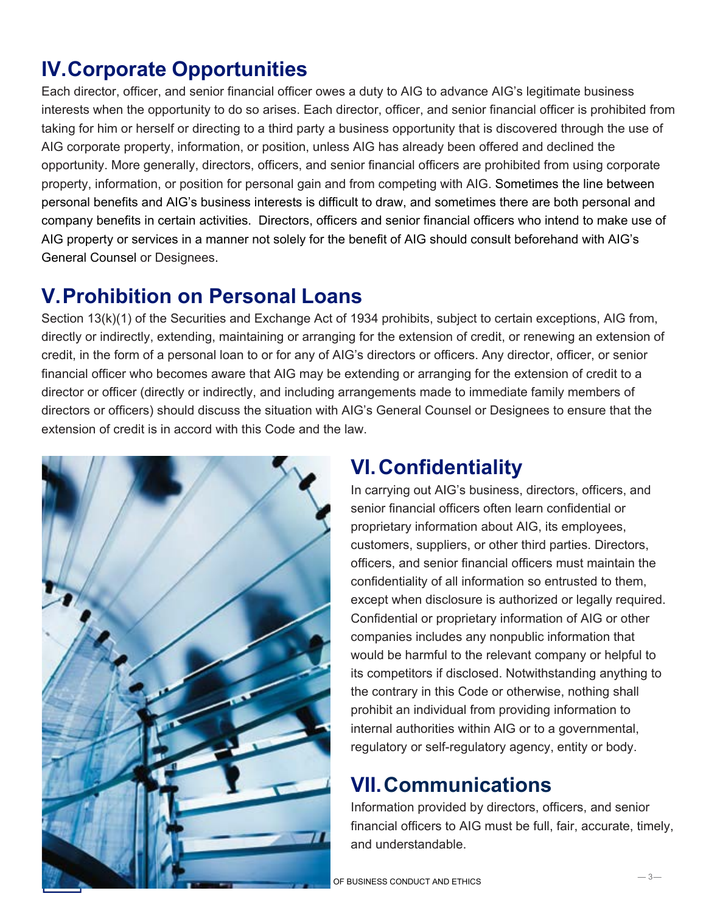## IV. Corporate Opportunities

Each director, officer, and senior financial officer owes a duty to AIG to advance AIG's legitimate business interests when the opportunity to do so arises. Each director, officer, and senior financial officer is prohibited from taking for him or herself or directing to a third party a business opportunity that is discovered through the use of AIG corporate property, information, or position, unless AIG has already been offered and declined the opportunity. More generally, directors, officers, and senior financial officers are prohibited from using corporate property, information, or position for personal gain and from competing with AIG. Sometimes the line between personal benefits and AIG's business interests is difficult to draw, and sometimes there are both personal and company benefits in certain activities. Directors, officers and senior financial officers who intend to make use of AIG property or services in a manner not solely for the benefit of AIG should consult beforehand with AIG's General Counsel or Designees.

## V. Prohibition on Personal Loans

Section 13(k)(1) of the Securities and Exchange Act of 1934 prohibits, subject to certain exceptions, AIG from, directly or indirectly, extending, maintaining or arranging for the extension of credit, or renewing an extension of credit, in the form of a personal loan to or for any of AIG's directors or officers. Any director, officer, or senior financial officer who becomes aware that AIG may be extending or arranging for the extension of credit to a director or officer (directly or indirectly, and including arrangements made to immediate family members of directors or officers) should discuss the situation with AIG's General Counsel or Designees to ensure that the extension of credit is in accord with this Code and the law.

## VI. Confidentiality

In carrying out AIG's business, directors, officers, and senior financial officers often learn confidential or proprietary information about AIG, its employees, customers, suppliers, or other third parties. Directors, officers, and senior financial officers must maintain the confidentiality of all information so entrusted to them, except when disclosure is authorized or legally required. Confidential or proprietary information of AIG or other companies includes any nonpublic information that would be harmful to the relevant company or helpful to its competitors if disclosed. Notwithstanding anything to the contrary in this Code or otherwise, nothing shall prohibit an individual from providing information to internal authorities within AIG or to a governmental, regulatory or self-regulatory agency, entity or body.

## VII. Communications

Information provided by directors, officers, and senior financial officers to AIG must be full, fair, accurate, timely, and understandable.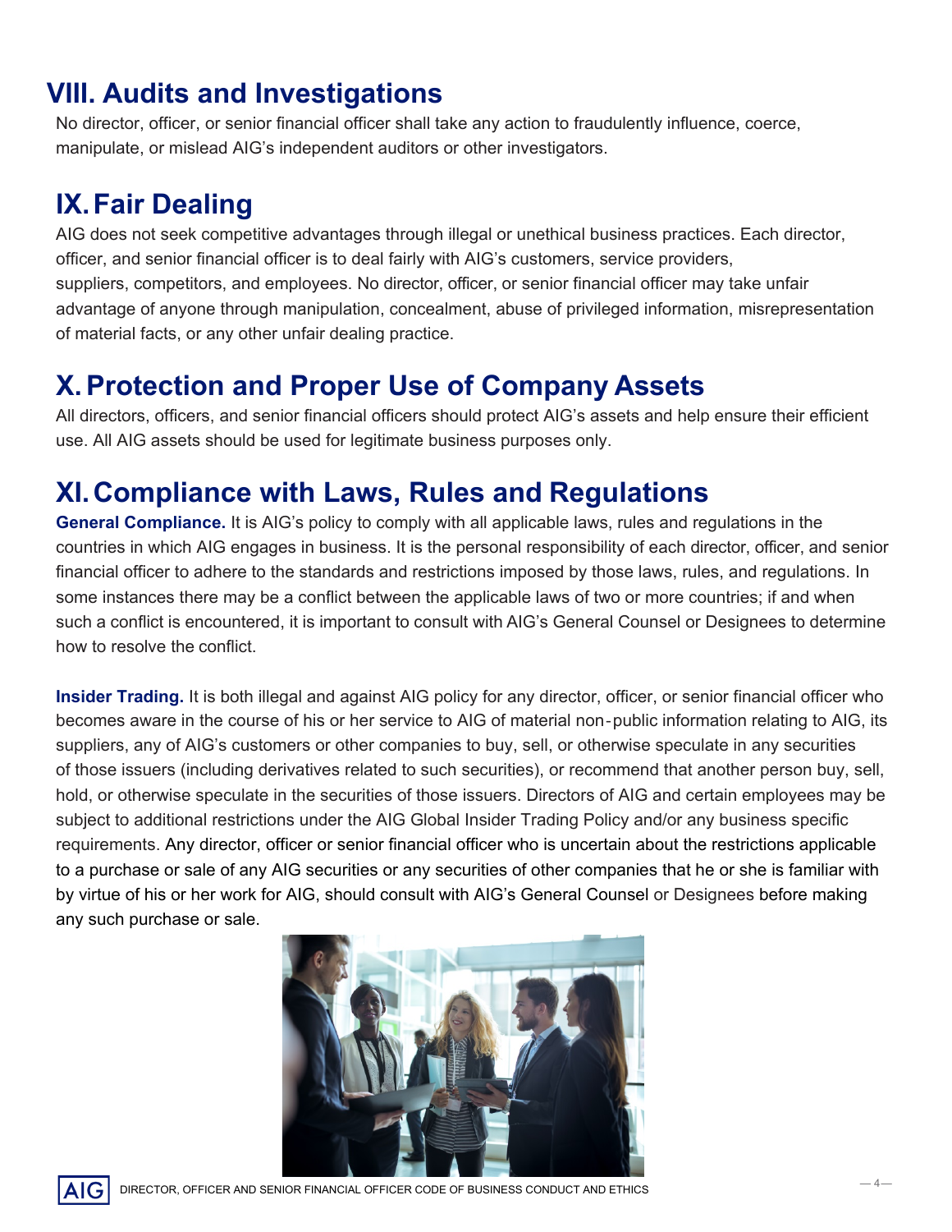## VIII. Audits and Investigations

No director, officer, or senior financial officer shall take any action to fraudulently influence, coerce, manipulate, or mislead AIG's independent auditors or other investigators.

## IX. Fair Dealing

AIG does not seek competitive advantages through illegal or unethical business practices. Each director, officer, and senior financial officer is to deal fairly with AIG's customers, service providers, suppliers, competitors, and employees. No director, officer, or senior financial officer may take unfair advantage of anyone through manipulation, concealment, abuse of privileged information, misrepresentation of material facts, or any other unfair dealing practice.

## X. Protection and Proper Use of Company Assets

All directors, officers, and senior financial officers should protect AIG's assets and help ensure their efficient use. All AIG assets should be used for legitimate business purposes only.

## XI. Compliance with Laws, Rules and Regulations

**General Compliance.** It is AIG's policy to comply with all applicable laws, rules and regulations in the countries in which AIG engages in business. It is the personal responsibility of each director, officer, and senior financial officer to adhere to the standards and restrictions imposed by those laws, rules, and regulations. In some instances there may be a conflict between the applicable laws of two or more countries; if and when such a conflict is encountered, it is important to consult with AIG's General Counsel or Designees to determine how to resolve the conflict.

**Insider Trading.** It is both illegal and against AIG policy for any director, officer, or senior financial officer who becomes aware in the course of his or her service to AIG of material non-public information relating to AIG, its suppliers, any of AIG's customers or other companies to buy, sell, or otherwise speculate in any securities of those issuers (including derivatives related to such securities), or recommend that another person buy, sell, hold, or otherwise speculate in the securities of those issuers. Directors of AIG and certain employees may be subject to additional restrictions under the AIG Global Insider Trading Policy and/or any business specific requirements. Any director, officer or senior financial officer who is uncertain about the restrictions applicable to a purchase or sale of any AIG securities or any securities of other companies that he or she is familiar with by virtue of his or her work for AIG, should consult with AIG's General Counsel or Designees before making any such purchase or sale.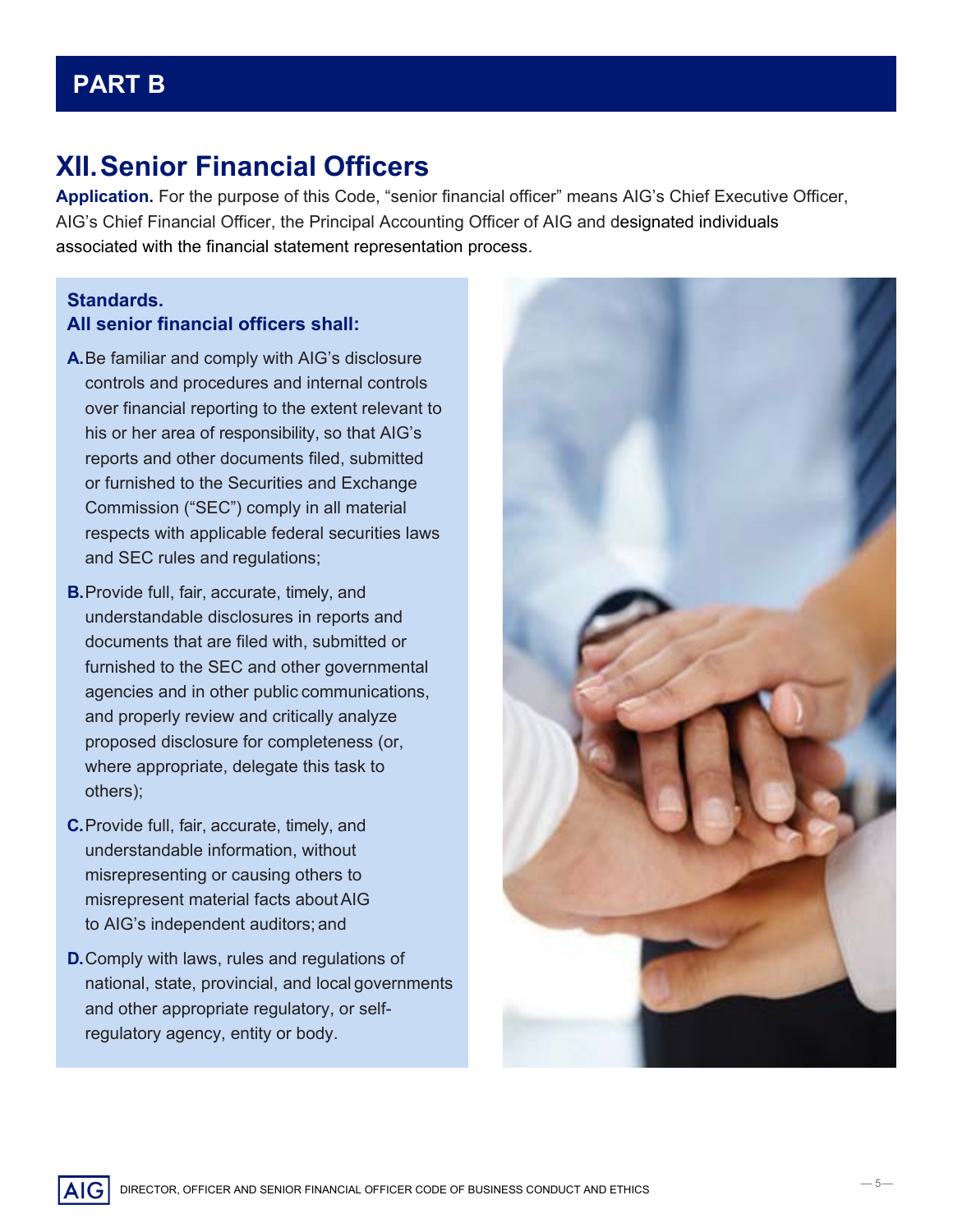## PART B

# XII. Senior Financial Officers

**Application.** For the purpose of this Code, "senior financial officer" means AIG's Chief Executive Officer, AIG's Chief Financial Officer, the Principal Accounting Officer of AIG and designated individuals associated with the financial statement representation process.

**Standards.**
**All senior financial officers shall:**

**A.** Be familiar and comply with AIG's disclosure controls and procedures and internal controls over financial reporting to the extent relevant to his or her area of responsibility, so that AIG's reports and other documents filed, submitted or furnished to the Securities and Exchange Commission ("SEC") comply in all material respects with applicable federal securities laws and SEC rules and regulations;

**B.** Provide full, fair, accurate, timely, and understandable disclosures in reports and documents that are filed with, submitted or furnished to the SEC and other governmental agencies and in other public communications, and properly review and critically analyze proposed disclosure for completeness (or, where appropriate, delegate this task to others);

**C.** Provide full, fair, accurate, timely, and understandable information, without misrepresenting or causing others to misrepresent material facts about AIG to AIG's independent auditors; and

**D.** Comply with laws, rules and regulations of national, state, provincial, and local governments and other appropriate regulatory, or self-regulatory agency, entity or body.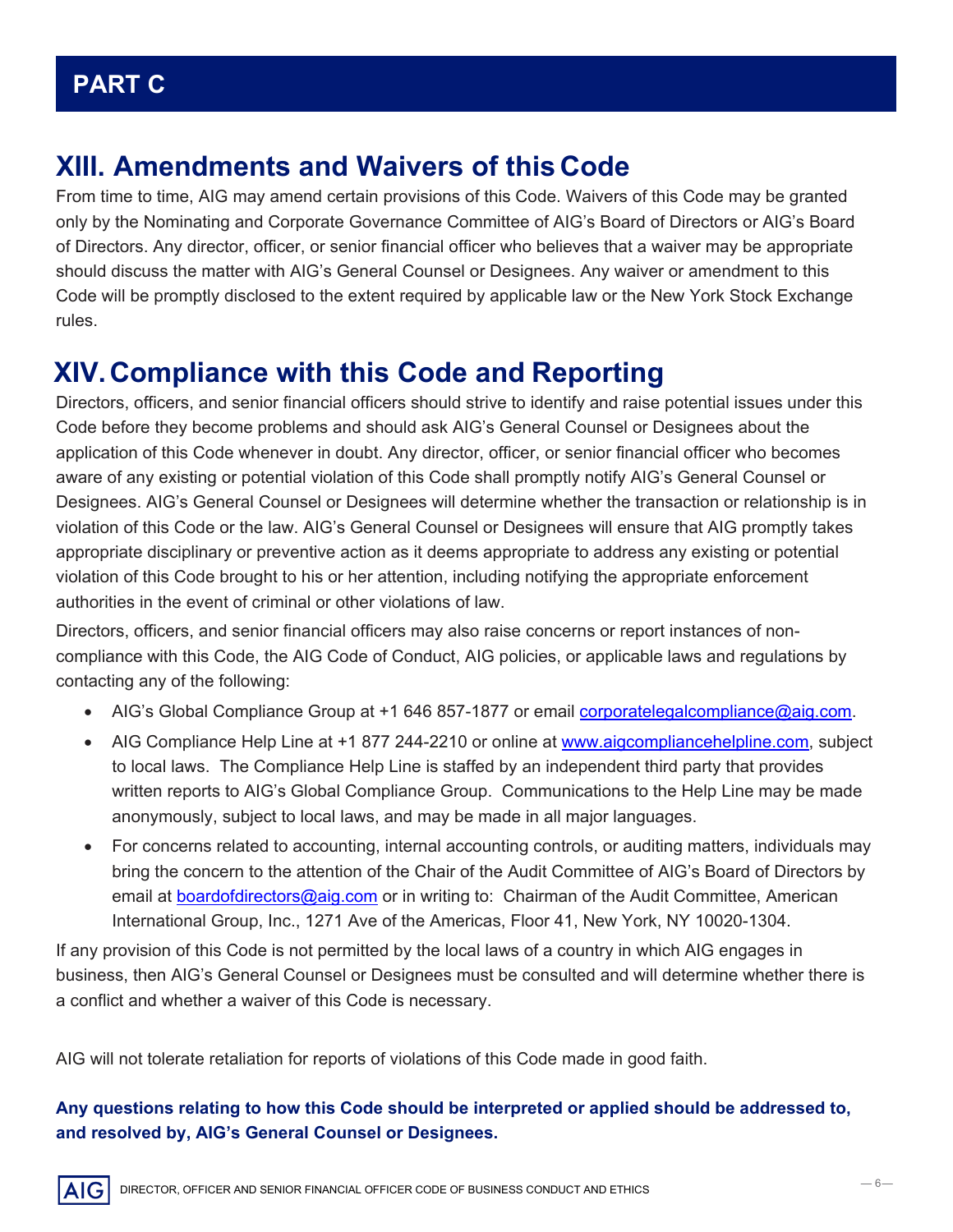# PART C

## XIII. Amendments and Waivers of this Code

From time to time, AIG may amend certain provisions of this Code. Waivers of this Code may be granted only by the Nominating and Corporate Governance Committee of AIG's Board of Directors or AIG's Board of Directors. Any director, officer, or senior financial officer who believes that a waiver may be appropriate should discuss the matter with AIG's General Counsel or Designees. Any waiver or amendment to this Code will be promptly disclosed to the extent required by applicable law or the New York Stock Exchange rules.

## XIV. Compliance with this Code and Reporting

Directors, officers, and senior financial officers should strive to identify and raise potential issues under this Code before they become problems and should ask AIG's General Counsel or Designees about the application of this Code whenever in doubt. Any director, officer, or senior financial officer who becomes aware of any existing or potential violation of this Code shall promptly notify AIG's General Counsel or Designees. AIG's General Counsel or Designees will determine whether the transaction or relationship is in violation of this Code or the law. AIG's General Counsel or Designees will ensure that AIG promptly takes appropriate disciplinary or preventive action as it deems appropriate to address any existing or potential violation of this Code brought to his or her attention, including notifying the appropriate enforcement authorities in the event of criminal or other violations of law.

Directors, officers, and senior financial officers may also raise concerns or report instances of non-compliance with this Code, the AIG Code of Conduct, AIG policies, or applicable laws and regulations by contacting any of the following:

- AIG's Global Compliance Group at +1 646 857-1877 or email corporatelegalcompliance@aig.com.
- AIG Compliance Help Line at +1 877 244-2210 or online at www.aigcompliancehelpline.com, subject to local laws. The Compliance Help Line is staffed by an independent third party that provides written reports to AIG's Global Compliance Group. Communications to the Help Line may be made anonymously, subject to local laws, and may be made in all major languages.
- For concerns related to accounting, internal accounting controls, or auditing matters, individuals may bring the concern to the attention of the Chair of the Audit Committee of AIG's Board of Directors by email at boardofdirectors@aig.com or in writing to: Chairman of the Audit Committee, American International Group, Inc., 1271 Ave of the Americas, Floor 41, New York, NY 10020-1304.

If any provision of this Code is not permitted by the local laws of a country in which AIG engages in business, then AIG's General Counsel or Designees must be consulted and will determine whether there is a conflict and whether a waiver of this Code is necessary.

AIG will not tolerate retaliation for reports of violations of this Code made in good faith.

**Any questions relating to how this Code should be interpreted or applied should be addressed to, and resolved by, AIG's General Counsel or Designees.**